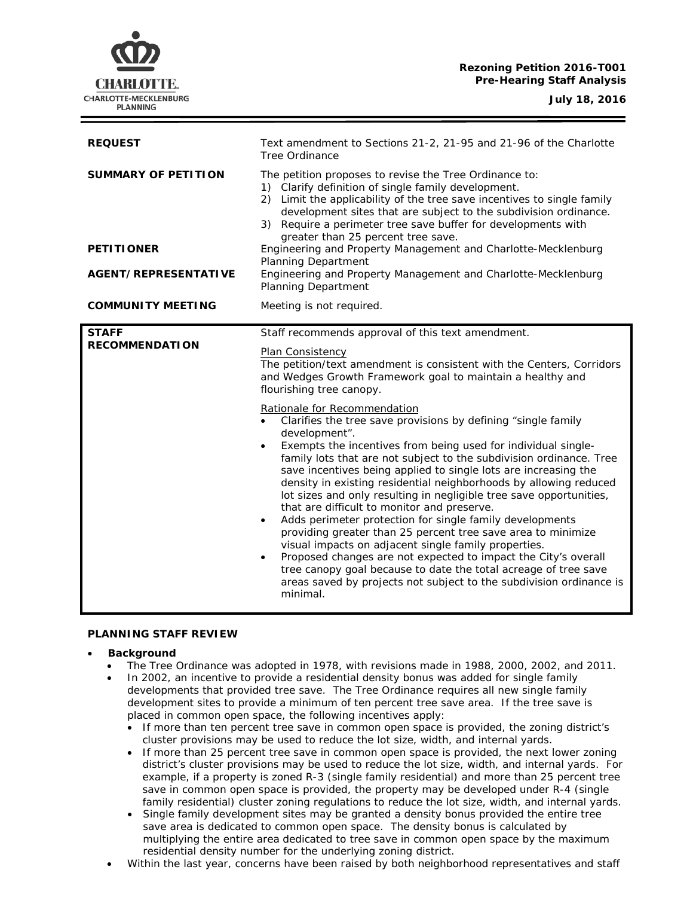**Rezoning Petition 2016-T001**
**Pre-Hearing Staff Analysis**

**July 18, 2016**

| | |
|---|---|
| **REQUEST** | Text amendment to Sections 21-2, 21-95 and 21-96 of the Charlotte Tree Ordinance |
| **SUMMARY OF PETITION** | The petition proposes to revise the Tree Ordinance to: 1) Clarify definition of single family development. 2) Limit the applicability of the tree save incentives to single family development sites that are subject to the subdivision ordinance. 3) Require a perimeter tree save buffer for developments with greater than 25 percent tree save. |
| **PETITIONER** | Engineering and Property Management and Charlotte-Mecklenburg Planning Department |
| **AGENT/REPRESENTATIVE** | Engineering and Property Management and Charlotte-Mecklenburg Planning Department |
| **COMMUNITY MEETING** | Meeting is not required. |

**STAFF RECOMMENDATION**

Staff recommends approval of this text amendment.

Plan Consistency
The petition/text amendment is consistent with the Centers, Corridors and Wedges Growth Framework goal to maintain a healthy and flourishing tree canopy.

Rationale for Recommendation
- Clarifies the tree save provisions by defining "single family development".
- Exempts the incentives from being used for individual single-family lots that are not subject to the subdivision ordinance. Tree save incentives being applied to single lots are increasing the density in existing residential neighborhoods by allowing reduced lot sizes and only resulting in negligible tree save opportunities, that are difficult to monitor and preserve.
- Adds perimeter protection for single family developments providing greater than 25 percent tree save area to minimize visual impacts on adjacent single family properties.
- Proposed changes are not expected to impact the City's overall tree canopy goal because to date the total acreage of tree save areas saved by projects not subject to the subdivision ordinance is minimal.

**PLANNING STAFF REVIEW**

- ***Background***
  - The Tree Ordinance was adopted in 1978, with revisions made in 1988, 2000, 2002, and 2011.
  - In 2002, an incentive to provide a residential density bonus was added for single family developments that provided tree save. The Tree Ordinance requires all new single family development sites to provide a minimum of ten percent tree save area. If the tree save is placed in common open space, the following incentives apply:
    - If more than ten percent tree save in common open space is provided, the zoning district's cluster provisions may be used to reduce the lot size, width, and internal yards.
    - If more than 25 percent tree save in common open space is provided, the next lower zoning district's cluster provisions may be used to reduce the lot size, width, and internal yards. For example, if a property is zoned R-3 (single family residential) and more than 25 percent tree save in common open space is provided, the property may be developed under R-4 (single family residential) cluster zoning regulations to reduce the lot size, width, and internal yards.
    - Single family development sites may be granted a density bonus provided the entire tree save area is dedicated to common open space. The density bonus is calculated by multiplying the entire area dedicated to tree save in common open space by the maximum residential density number for the underlying zoning district.
  - Within the last year, concerns have been raised by both neighborhood representatives and staff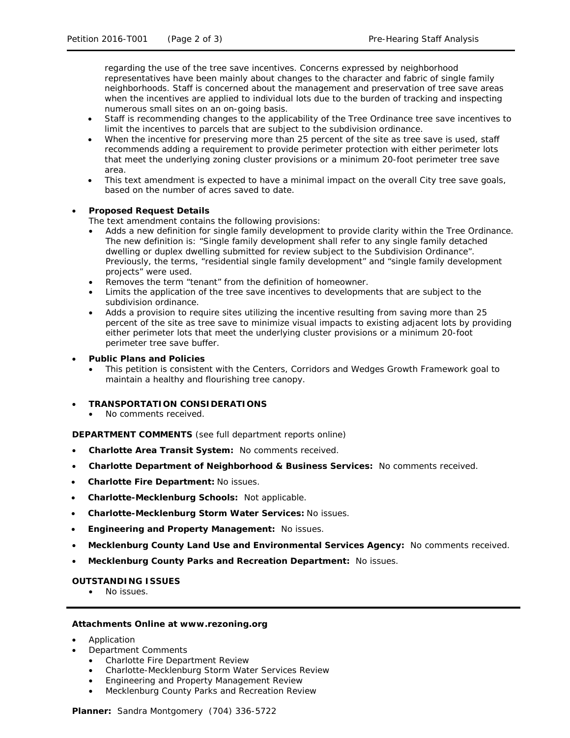regarding the use of the tree save incentives. Concerns expressed by neighborhood representatives have been mainly about changes to the character and fabric of single family neighborhoods. Staff is concerned about the management and preservation of tree save areas when the incentives are applied to individual lots due to the burden of tracking and inspecting numerous small sites on an on-going basis.

- Staff is recommending changes to the applicability of the Tree Ordinance tree save incentives to limit the incentives to parcels that are subject to the subdivision ordinance.
- When the incentive for preserving more than 25 percent of the site as tree save is used, staff recommends adding a requirement to provide perimeter protection with either perimeter lots that meet the underlying zoning cluster provisions or a minimum 20-foot perimeter tree save area.
- This text amendment is expected to have a minimal impact on the overall City tree save goals, based on the number of acres saved to date.

- **Proposed Request Details**

  The text amendment contains the following provisions:
  - Adds a new definition for single family development to provide clarity within the Tree Ordinance. The new definition is: "Single family development shall refer to any single family detached dwelling or duplex dwelling submitted for review subject to the Subdivision Ordinance". Previously, the terms, "residential single family development" and "single family development projects" were used.
  - Removes the term "tenant" from the definition of homeowner.
  - Limits the application of the tree save incentives to developments that are subject to the subdivision ordinance.
  - Adds a provision to require sites utilizing the incentive resulting from saving more than 25 percent of the site as tree save to minimize visual impacts to existing adjacent lots by providing either perimeter lots that meet the underlying cluster provisions or a minimum 20-foot perimeter tree save buffer.

- **Public Plans and Policies**
  - This petition is consistent with the Centers, Corridors and Wedges Growth Framework goal to maintain a healthy and flourishing tree canopy.

- **TRANSPORTATION CONSIDERATIONS**
  - No comments received.

**DEPARTMENT COMMENTS** (see full department reports online)

- **Charlotte Area Transit System:** No comments received.
- **Charlotte Department of Neighborhood & Business Services:** No comments received.
- **Charlotte Fire Department:** No issues.
- **Charlotte-Mecklenburg Schools:** Not applicable.
- **Charlotte-Mecklenburg Storm Water Services:** No issues.
- **Engineering and Property Management:** No issues.
- **Mecklenburg County Land Use and Environmental Services Agency:** No comments received.
- **Mecklenburg County Parks and Recreation Department:** No issues.

**OUTSTANDING ISSUES**

- No issues.

---

**Attachments Online at www.rezoning.org**

- Application
- Department Comments
  - Charlotte Fire Department Review
  - Charlotte-Mecklenburg Storm Water Services Review
  - Engineering and Property Management Review
  - Mecklenburg County Parks and Recreation Review

**Planner:** Sandra Montgomery (704) 336-5722